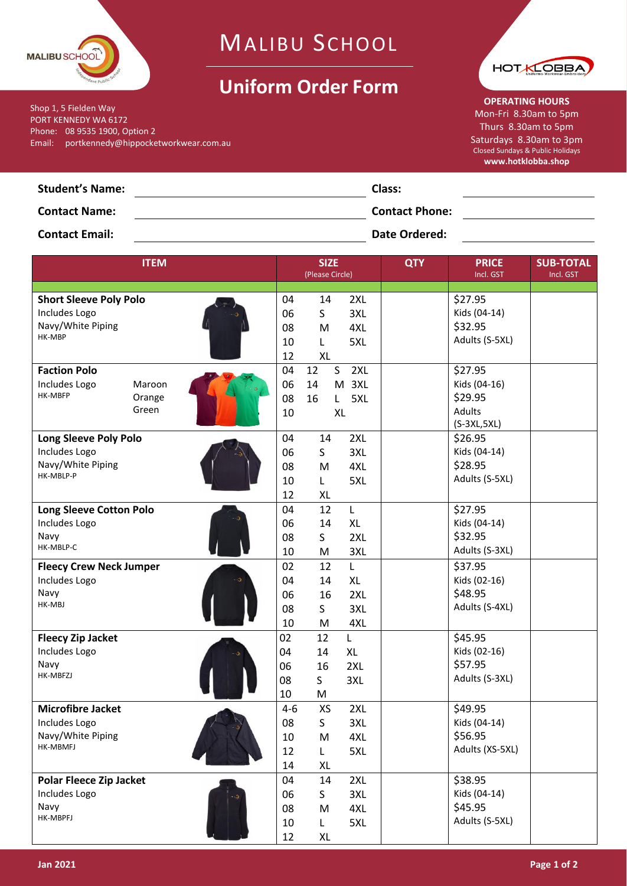# MALIBU SCHOOL

## Uniform Order Form

Shop 1, 5 Fielden Way
PORT KENNEDY WA 6172
Phone: 08 9535 1900, Option 2
Email: portkennedy@hippocketworkwear.com.au

**OPERATING HOURS**
Mon-Fri 8.30am to 5pm
Thurs 8.30am to 5pm
Saturdays 8.30am to 3pm
Closed Sundays & Public Holidays
**www.hotklobba.shop**

**Student's Name:** ____________________ **Class:** ____________________

**Contact Name:** ____________________ **Contact Phone:** ____________________

**Contact Email:** ____________________ **Date Ordered:** ____________________

| ITEM | SIZE (Please Circle) | QTY | PRICE Incl. GST | SUB-TOTAL Incl. GST |
|---|---|---|---|---|
| **Short Sleeve Poly Polo**<br>Includes Logo<br>Navy/White Piping<br>HK-MBP | 04 14 2XL<br>06 S 3XL<br>08 M 4XL<br>10 L 5XL<br>12 XL | | $27.95<br>Kids (04-14)<br>$32.95<br>Adults (S-5XL) | |
| **Faction Polo**<br>Includes Logo Maroon<br>HK-MBFP Orange<br>Green | 04 12 S 2XL<br>06 14 M 3XL<br>08 16 L 5XL<br>10 XL | | $27.95<br>Kids (04-16)<br>$29.95<br>Adults<br>(S-3XL,5XL) | |
| **Long Sleeve Poly Polo**<br>Includes Logo<br>Navy/White Piping<br>HK-MBLP-P | 04 14 2XL<br>06 S 3XL<br>08 M 4XL<br>10 L 5XL<br>12 XL | | $26.95<br>Kids (04-14)<br>$28.95<br>Adults (S-5XL) | |
| **Long Sleeve Cotton Polo**<br>Includes Logo<br>Navy<br>HK-MBLP-C | 04 12 L<br>06 14 XL<br>08 S 2XL<br>10 M 3XL | | $27.95<br>Kids (04-14)<br>$32.95<br>Adults (S-3XL) | |
| **Fleecy Crew Neck Jumper**<br>Includes Logo<br>Navy<br>HK-MBJ | 02 12 L<br>04 14 XL<br>06 16 2XL<br>08 S 3XL<br>10 M 4XL | | $37.95<br>Kids (02-16)<br>$48.95<br>Adults (S-4XL) | |
| **Fleecy Zip Jacket**<br>Includes Logo<br>Navy<br>HK-MBFZJ | 02 12 L<br>04 14 XL<br>06 16 2XL<br>08 S 3XL<br>10 M | | $45.95<br>Kids (02-16)<br>$57.95<br>Adults (S-3XL) | |
| **Microfibre Jacket**<br>Includes Logo<br>Navy/White Piping<br>HK-MBMFJ | 4-6 XS 2XL<br>08 S 3XL<br>10 M 4XL<br>12 L 5XL<br>14 XL | | $49.95<br>Kids (04-14)<br>$56.95<br>Adults (XS-5XL) | |
| **Polar Fleece Zip Jacket**<br>Includes Logo<br>Navy<br>HK-MBPFJ | 04 14 2XL<br>06 S 3XL<br>08 M 4XL<br>10 L 5XL<br>12 XL | | $38.95<br>Kids (04-14)<br>$45.95<br>Adults (S-5XL) | |

Jan 2021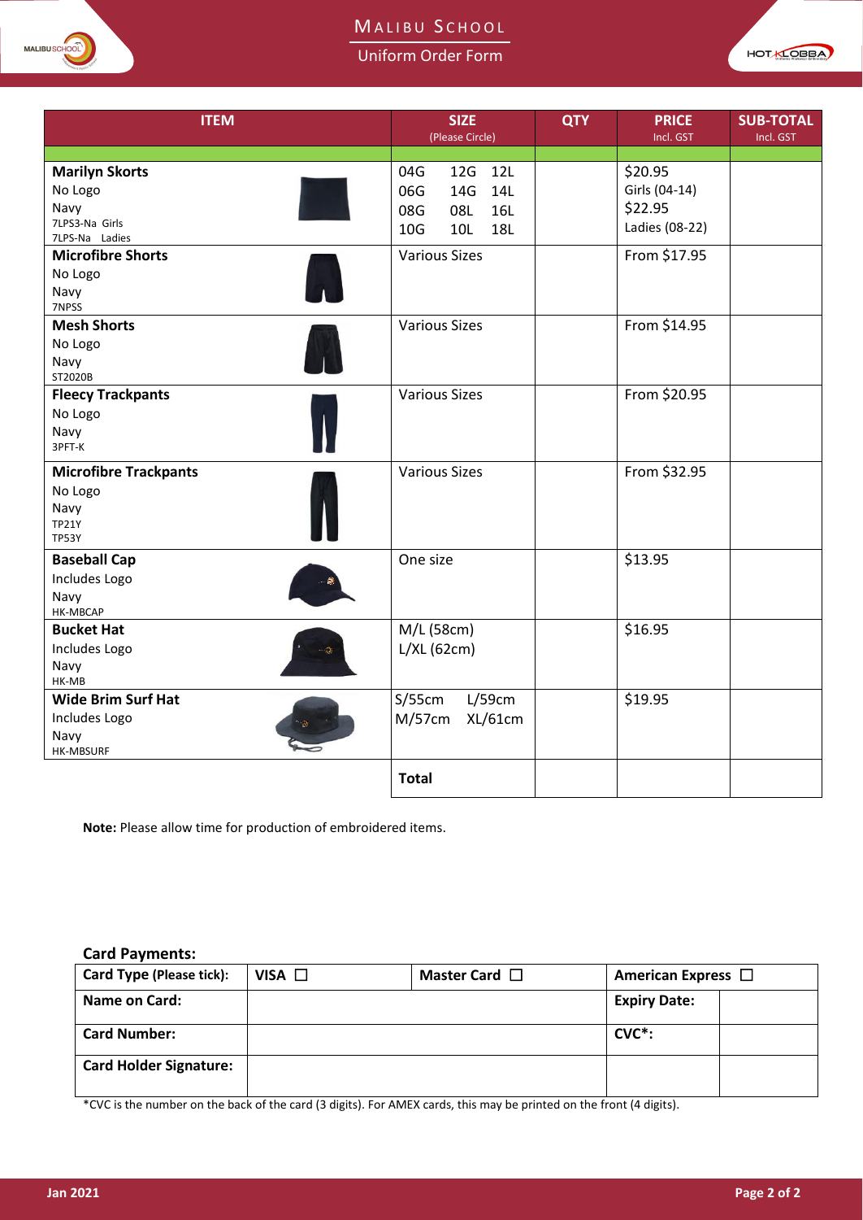# MALIBU SCHOOL

## Uniform Order Form

| ITEM | SIZE (Please Circle) | QTY | PRICE Incl. GST | SUB-TOTAL Incl. GST |
|---|---|---|---|---|
| **Marilyn Skorts** No Logo Navy 7LPS3-Na Girls 7LPS-Na Ladies | 04G 12G 12L 06G 14G 14L 08G 08L 16L 10G 10L 18L | | $20.95 Girls (04-14) $22.95 Ladies (08-22) | |
| **Microfibre Shorts** No Logo Navy 7NPSS | Various Sizes | | From $17.95 | |
| **Mesh Shorts** No Logo Navy ST2020B | Various Sizes | | From $14.95 | |
| **Fleecy Trackpants** No Logo Navy 3PFT-K | Various Sizes | | From $20.95 | |
| **Microfibre Trackpants** No Logo Navy TP21Y TP53Y | Various Sizes | | From $32.95 | |
| **Baseball Cap** Includes Logo Navy HK-MBCAP | One size | | $13.95 | |
| **Bucket Hat** Includes Logo Navy HK-MB | M/L (58cm) L/XL (62cm) | | $16.95 | |
| **Wide Brim Surf Hat** Includes Logo Navy HK-MBSURF | S/55cm L/59cm M/57cm XL/61cm | | $19.95 | |
| | **Total** | | | |

**Note:** Please allow time for production of embroidered items.

### Card Payments:

| | | | | |
|---|---|---|---|---|
| **Card Type** (Please tick): | **VISA** ☐ | **Master Card** ☐ | **American Express** ☐ | |
| **Name on Card:** | | | **Expiry Date:** | |
| **Card Number:** | | | **CVC*:** | |
| **Card Holder Signature:** | | | | |

*CVC is the number on the back of the card (3 digits). For AMEX cards, this may be printed on the front (4 digits).

Jan 2021